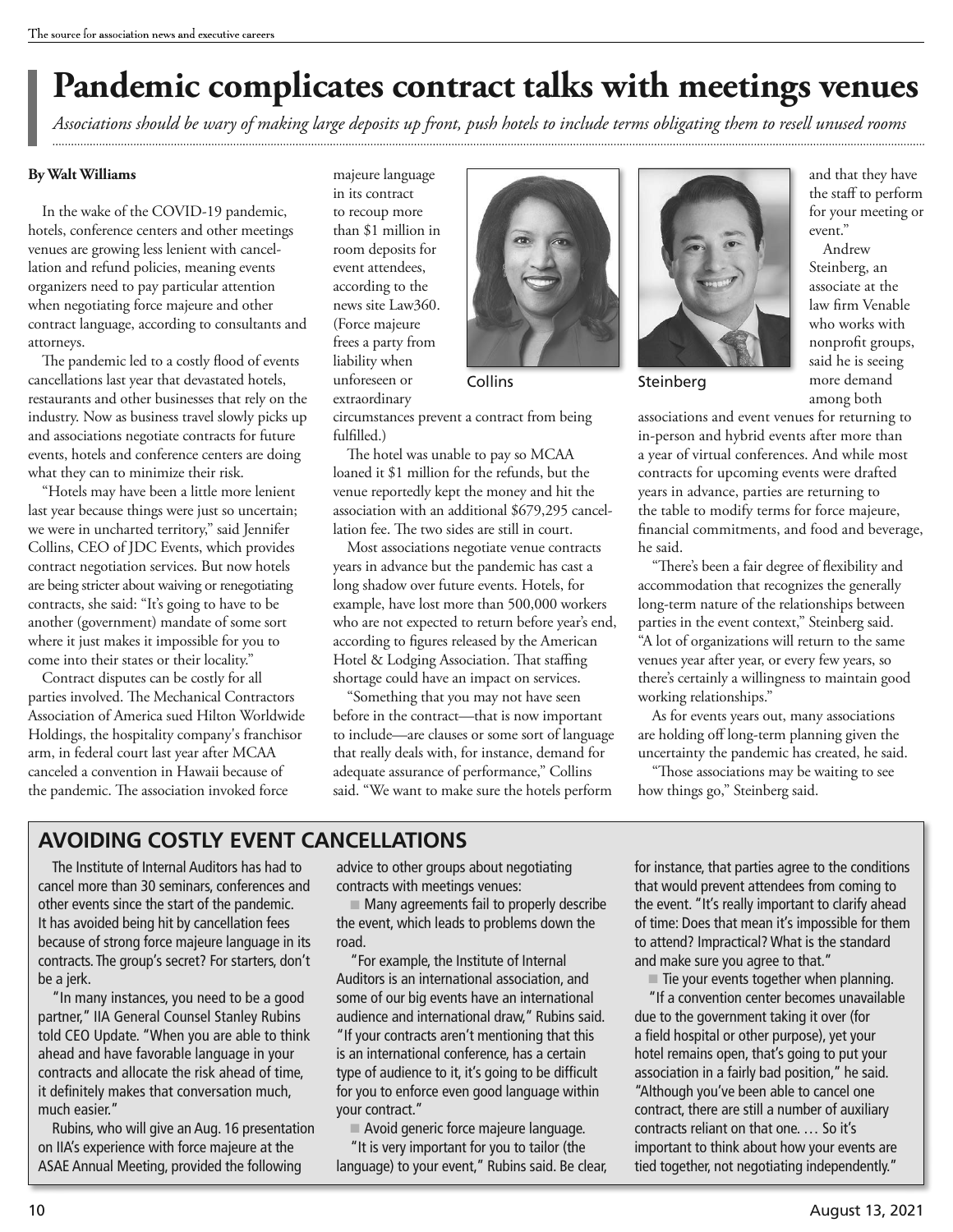# Pandemic complicates contract talks with meetings venues

*Associations should be wary of making large deposits up front, push hotels to include terms obligating them to resell unused rooms*

**By Walt Williams**

In the wake of the COVID-19 pandemic, hotels, conference centers and other meetings venues are growing less lenient with cancellation and refund policies, meaning events organizers need to pay particular attention when negotiating force majeure and other contract language, according to consultants and attorneys.

The pandemic led to a costly flood of events cancellations last year that devastated hotels, restaurants and other businesses that rely on the industry. Now as business travel slowly picks up and associations negotiate contracts for future events, hotels and conference centers are doing what they can to minimize their risk.

"Hotels may have been a little more lenient last year because things were just so uncertain; we were in uncharted territory," said Jennifer Collins, CEO of JDC Events, which provides contract negotiation services. But now hotels are being stricter about waiving or renegotiating contracts, she said: "It's going to have to be another (government) mandate of some sort where it just makes it impossible for you to come into their states or their locality."

Contract disputes can be costly for all parties involved. The Mechanical Contractors Association of America sued Hilton Worldwide Holdings, the hospitality company's franchisor arm, in federal court last year after MCAA canceled a convention in Hawaii because of the pandemic. The association invoked force majeure language in its contract to recoup more than $1 million in room deposits for event attendees, according to the news site Law360. (Force majeure frees a party from liability when unforeseen or extraordinary circumstances prevent a contract from being fulfilled.)

Collins

The hotel was unable to pay so MCAA loaned it $1 million for the refunds, but the venue reportedly kept the money and hit the association with an additional $679,295 cancellation fee. The two sides are still in court.

Most associations negotiate venue contracts years in advance but the pandemic has cast a long shadow over future events. Hotels, for example, have lost more than 500,000 workers who are not expected to return before year's end, according to figures released by the American Hotel & Lodging Association. That staffing shortage could have an impact on services.

"Something that you may not have seen before in the contract—that is now important to include—are clauses or some sort of language that really deals with, for instance, demand for adequate assurance of performance," Collins said. "We want to make sure the hotels perform and that they have the staff to perform for your meeting or event."

Steinberg

Andrew Steinberg, an associate at the law firm Venable who works with nonprofit groups, said he is seeing more demand among both associations and event venues for returning to in-person and hybrid events after more than a year of virtual conferences. And while most contracts for upcoming events were drafted years in advance, parties are returning to the table to modify terms for force majeure, financial commitments, and food and beverage, he said.

"There's been a fair degree of flexibility and accommodation that recognizes the generally long-term nature of the relationships between parties in the event context," Steinberg said. "A lot of organizations will return to the same venues year after year, or every few years, so there's certainly a willingness to maintain good working relationships."

As for events years out, many associations are holding off long-term planning given the uncertainty the pandemic has created, he said.

"Those associations may be waiting to see how things go," Steinberg said.

## AVOIDING COSTLY EVENT CANCELLATIONS

The Institute of Internal Auditors has had to cancel more than 30 seminars, conferences and other events since the start of the pandemic. It has avoided being hit by cancellation fees because of strong force majeure language in its contracts. The group's secret? For starters, don't be a jerk.

"In many instances, you need to be a good partner," IIA General Counsel Stanley Rubins told CEO Update. "When you are able to think ahead and have favorable language in your contracts and allocate the risk ahead of time, it definitely makes that conversation much, much easier."

Rubins, who will give an Aug. 16 presentation on IIA's experience with force majeure at the ASAE Annual Meeting, provided the following advice to other groups about negotiating contracts with meetings venues:

- Many agreements fail to properly describe the event, which leads to problems down the road.

"For example, the Institute of Internal Auditors is an international association, and some of our big events have an international audience and international draw," Rubins said. "If your contracts aren't mentioning that this is an international conference, has a certain type of audience to it, it's going to be difficult for you to enforce even good language within your contract."

- Avoid generic force majeure language.

"It is very important for you to tailor (the language) to your event," Rubins said. Be clear, for instance, that parties agree to the conditions that would prevent attendees from coming to the event. "It's really important to clarify ahead of time: Does that mean it's impossible for them to attend? Impractical? What is the standard and make sure you agree to that."

- Tie your events together when planning.

"If a convention center becomes unavailable due to the government taking it over (for a field hospital or other purpose), yet your hotel remains open, that's going to put your association in a fairly bad position," he said. "Although you've been able to cancel one contract, there are still a number of auxiliary contracts reliant on that one. … So it's important to think about how your events are tied together, not negotiating independently."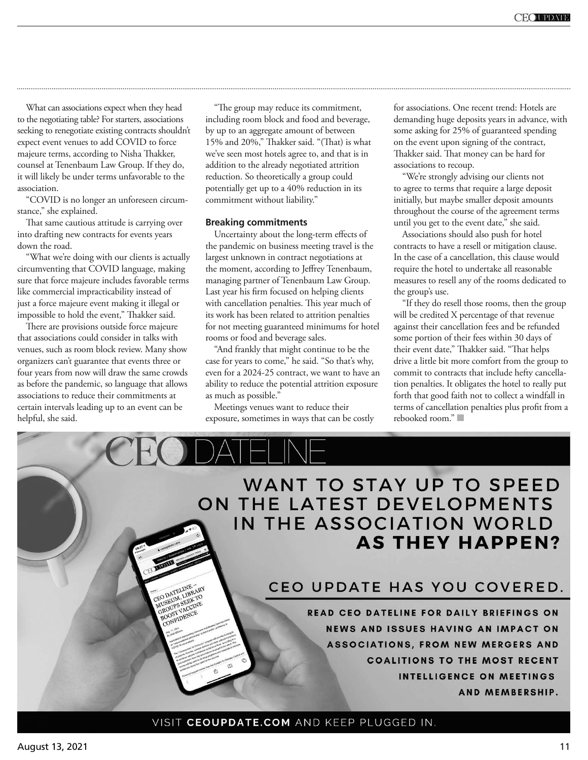What can associations expect when they head to the negotiating table? For starters, associations seeking to renegotiate existing contracts shouldn't expect event venues to add COVID to force majeure terms, according to Nisha Thakker, counsel at Tenenbaum Law Group. If they do, it will likely be under terms unfavorable to the association.

"COVID is no longer an unforeseen circumstance," she explained.

That same cautious attitude is carrying over into drafting new contracts for events years down the road.

"What we're doing with our clients is actually circumventing that COVID language, making sure that force majeure includes favorable terms like commercial impracticability instead of just a force majeure event making it illegal or impossible to hold the event," Thakker said.

There are provisions outside force majeure that associations could consider in talks with venues, such as room block review. Many show organizers can't guarantee that events three or four years from now will draw the same crowds as before the pandemic, so language that allows associations to reduce their commitments at certain intervals leading up to an event can be helpful, she said.

"The group may reduce its commitment, including room block and food and beverage, by up to an aggregate amount of between 15% and 20%," Thakker said. "(That) is what we've seen most hotels agree to, and that is in addition to the already negotiated attrition reduction. So theoretically a group could potentially get up to a 40% reduction in its commitment without liability."

### Breaking commitments

Uncertainty about the long-term effects of the pandemic on business meeting travel is the largest unknown in contract negotiations at the moment, according to Jeffrey Tenenbaum, managing partner of Tenenbaum Law Group. Last year his firm focused on helping clients with cancellation penalties. This year much of its work has been related to attrition penalties for not meeting guaranteed minimums for hotel rooms or food and beverage sales.

"And frankly that might continue to be the case for years to come," he said. "So that's why, even for a 2024-25 contract, we want to have an ability to reduce the potential attrition exposure as much as possible."

Meetings venues want to reduce their exposure, sometimes in ways that can be costly for associations. One recent trend: Hotels are demanding huge deposits years in advance, with some asking for 25% of guaranteed spending on the event upon signing of the contract, Thakker said. That money can be hard for associations to recoup.

"We're strongly advising our clients not to agree to terms that require a large deposit initially, but maybe smaller deposit amounts throughout the course of the agreement terms until you get to the event date," she said.

Associations should also push for hotel contracts to have a resell or mitigation clause. In the case of a cancellation, this clause would require the hotel to undertake all reasonable measures to resell any of the rooms dedicated to the group's use.

"If they do resell those rooms, then the group will be credited X percentage of that revenue against their cancellation fees and be refunded some portion of their fees within 30 days of their event date," Thakker said. "That helps drive a little bit more comfort from the group to commit to contracts that include hefty cancellation penalties. It obligates the hotel to really put forth that good faith not to collect a windfall in terms of cancellation penalties plus profit from a rebooked room." ■

---

# CEO DATELINE

## WANT TO STAY UP TO SPEED ON THE LATEST DEVELOPMENTS IN THE ASSOCIATION WORLD **AS THEY HAPPEN?**

### CEO UPDATE HAS YOU COVERED.

**READ CEO DATELINE FOR DAILY BRIEFINGS ON NEWS AND ISSUES HAVING AN IMPACT ON ASSOCIATIONS, FROM NEW MERGERS AND COALITIONS TO THE MOST RECENT INTELLIGENCE ON MEETINGS AND MEMBERSHIP.**

VISIT **CEOUPDATE.COM** AND KEEP PLUGGED IN.